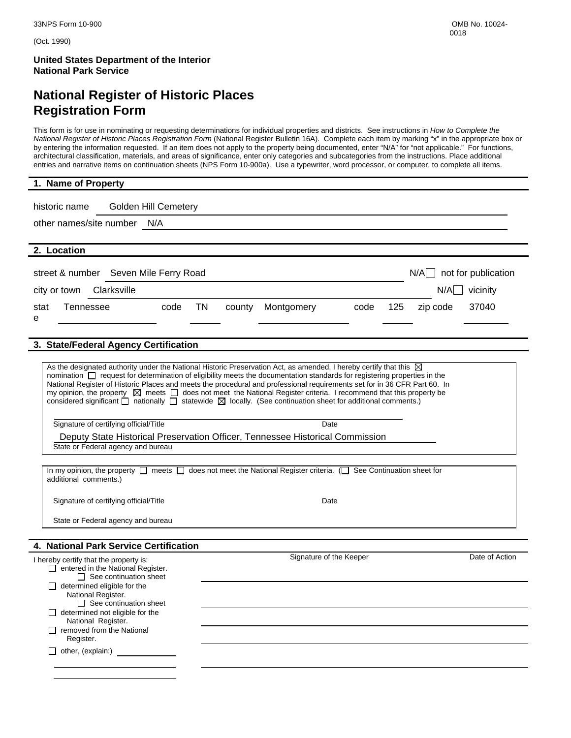33NPS Form 10-900

(Oct. 1990)

OMB No. 10024-0018

**United States Department of the Interior**
**National Park Service**

# National Register of Historic Places Registration Form

This form is for use in nominating or requesting determinations for individual properties and districts. See instructions in *How to Complete the National Register of Historic Places Registration Form* (National Register Bulletin 16A). Complete each item by marking "x" in the appropriate box or by entering the information requested. If an item does not apply to the property being documented, enter "N/A" for "not applicable." For functions, architectural classification, materials, and areas of significance, enter only categories and subcategories from the instructions. Place additional entries and narrative items on continuation sheets (NPS Form 10-900a). Use a typewriter, word processor, or computer, to complete all items.

## 1. Name of Property

historic name Golden Hill Cemetery

other names/site number N/A

## 2. Location

street & number Seven Mile Ferry Road — N/A ☐ not for publication

city or town Clarksville — N/A ☐ vicinity

state Tennessee code TN county Montgomery code 125 zip code 37040

## 3. State/Federal Agency Certification

As the designated authority under the National Historic Preservation Act, as amended, I hereby certify that this ☒ nomination ☐ request for determination of eligibility meets the documentation standards for registering properties in the National Register of Historic Places and meets the procedural and professional requirements set for in 36 CFR Part 60. In my opinion, the property ☒ meets ☐ does not meet the National Register criteria. I recommend that this property be considered significant ☐ nationally ☐ statewide ☒ locally. (See continuation sheet for additional comments.)

Signature of certifying official/Title — Date

Deputy State Historical Preservation Officer, Tennessee Historical Commission
State or Federal agency and bureau

In my opinion, the property ☐ meets ☐ does not meet the National Register criteria. (☐ See Continuation sheet for additional comments.)

Signature of certifying official/Title — Date

State or Federal agency and bureau

## 4. National Park Service Certification

I hereby certify that the property is:

- ☐ entered in the National Register.
  - ☐ See continuation sheet
- ☐ determined eligible for the National Register.
  - ☐ See continuation sheet
- ☐ determined not eligible for the National Register.
- ☐ removed from the National Register.
- ☐ other, (explain:)

Signature of the Keeper — Date of Action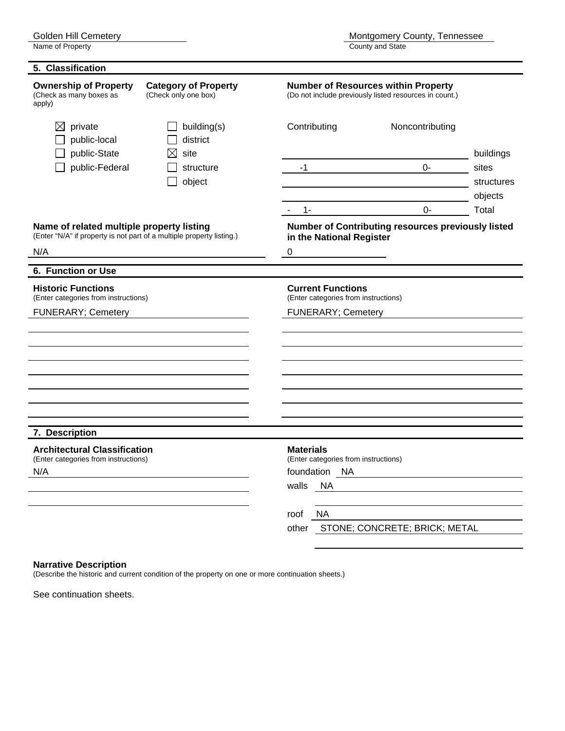Golden Hill Cemetery
Name of Property

Montgomery County, Tennessee
County and State

## 5. Classification

**Ownership of Property**
(Check as many boxes as apply)

- ☒ private
- ☐ public-local
- ☐ public-State
- ☐ public-Federal

**Category of Property**
(Check only one box)

- ☐ building(s)
- ☐ district
- ☒ site
- ☐ structure
- ☐ object

**Number of Resources within Property**
(Do not include previously listed resources in count.)

| Contributing | Noncontributing | |
|---|---|---|
| | | buildings |
| -1 | 0- | sites |
| | | structures |
| | | objects |
| - 1- | 0- | Total |

**Name of related multiple property listing**
(Enter "N/A" if property is not part of a multiple property listing.)

N/A

**Number of Contributing resources previously listed in the National Register**

0

## 6. Function or Use

**Historic Functions**
(Enter categories from instructions)

FUNERARY; Cemetery

**Current Functions**
(Enter categories from instructions)

FUNERARY; Cemetery

## 7. Description

**Architectural Classification**
(Enter categories from instructions)

N/A

**Materials**
(Enter categories from instructions)

foundation NA
walls NA
roof NA
other STONE; CONCRETE; BRICK; METAL

**Narrative Description**
(Describe the historic and current condition of the property on one or more continuation sheets.)

See continuation sheets.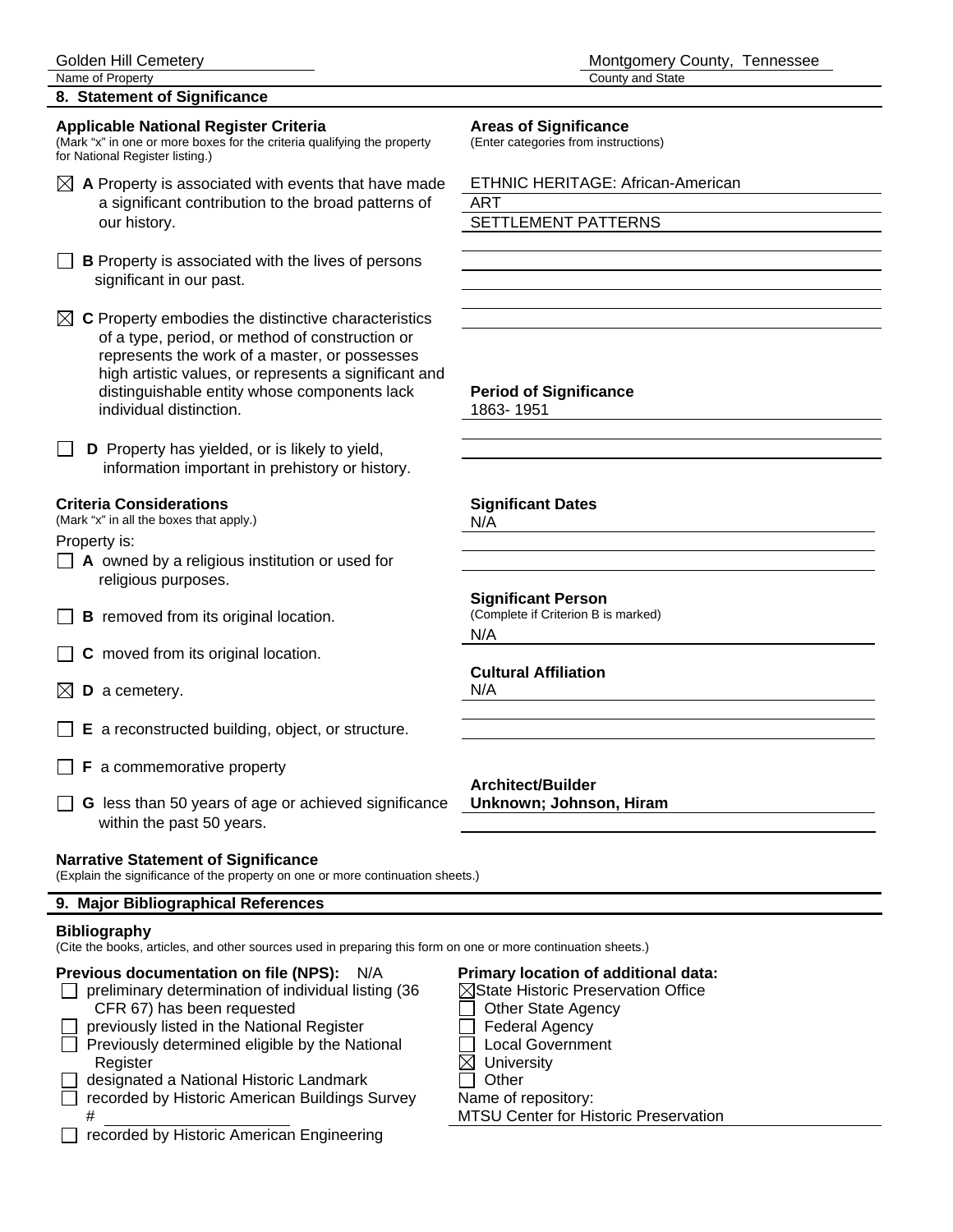Golden Hill Cemetery
Name of Property

Montgomery County, Tennessee
County and State

## 8. Statement of Significance

**Applicable National Register Criteria**
(Mark "x" in one or more boxes for the criteria qualifying the property for National Register listing.)

☒ **A** Property is associated with events that have made a significant contribution to the broad patterns of our history.

☐ **B** Property is associated with the lives of persons significant in our past.

☒ **C** Property embodies the distinctive characteristics of a type, period, or method of construction or represents the work of a master, or possesses high artistic values, or represents a significant and distinguishable entity whose components lack individual distinction.

☐ **D** Property has yielded, or is likely to yield, information important in prehistory or history.

**Areas of Significance**
(Enter categories from instructions)

ETHNIC HERITAGE: African-American
ART
SETTLEMENT PATTERNS

**Period of Significance**
1863- 1951

**Significant Dates**
N/A

**Criteria Considerations**
(Mark "x" in all the boxes that apply.)

Property is:

☐ **A** owned by a religious institution or used for religious purposes.

☐ **B** removed from its original location.

☐ **C** moved from its original location.

☒ **D** a cemetery.

☐ **E** a reconstructed building, object, or structure.

☐ **F** a commemorative property

☐ **G** less than 50 years of age or achieved significance within the past 50 years.

**Significant Person**
(Complete if Criterion B is marked)
N/A

**Cultural Affiliation**
N/A

**Architect/Builder**
**Unknown; Johnson, Hiram**

**Narrative Statement of Significance**
(Explain the significance of the property on one or more continuation sheets.)

## 9. Major Bibliographical References

**Bibliography**
(Cite the books, articles, and other sources used in preparing this form on one or more continuation sheets.)

**Previous documentation on file (NPS):** N/A
☐ preliminary determination of individual listing (36 CFR 67) has been requested
☐ previously listed in the National Register
☐ Previously determined eligible by the National Register
☐ designated a National Historic Landmark
☐ recorded by Historic American Buildings Survey #
☐ recorded by Historic American Engineering

**Primary location of additional data:**
☒ State Historic Preservation Office
☐ Other State Agency
☐ Federal Agency
☐ Local Government
☒ University
☐ Other
Name of repository:
MTSU Center for Historic Preservation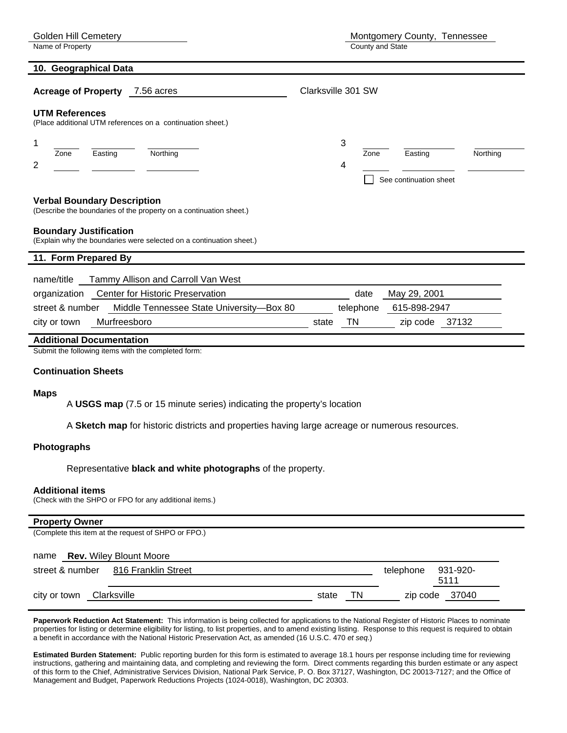Golden Hill Cemetery
Name of Property

Montgomery County, Tennessee
County and State

## 10. Geographical Data

**Acreage of Property** 7.56 acres

Clarksville 301 SW

**UTM References**
(Place additional UTM references on a continuation sheet.)

| | Zone | Easting | Northing | | Zone | Easting | Northing |
|---|---|---|---|---|---|---|---|
| 1 | | | | 3 | | | |
| 2 | | | | 4 | | | |

☐ See continuation sheet

**Verbal Boundary Description**
(Describe the boundaries of the property on a continuation sheet.)

**Boundary Justification**
(Explain why the boundaries were selected on a continuation sheet.)

## 11. Form Prepared By

name/title Tammy Allison and Carroll Van West

organization Center for Historic Preservation date May 29, 2001

street & number Middle Tennessee State University—Box 80 telephone 615-898-2947

city or town Murfreesboro state TN zip code 37132

## Additional Documentation

Submit the following items with the completed form:

**Continuation Sheets**

**Maps**

A **USGS map** (7.5 or 15 minute series) indicating the property's location

A **Sketch map** for historic districts and properties having large acreage or numerous resources.

**Photographs**

Representative **black and white photographs** of the property.

**Additional items**
(Check with the SHPO or FPO for any additional items.)

## Property Owner

(Complete this item at the request of SHPO or FPO.)

name **Rev.** Wiley Blount Moore

street & number 816 Franklin Street telephone 931-920-5111

city or town Clarksville state TN zip code 37040

**Paperwork Reduction Act Statement:** This information is being collected for applications to the National Register of Historic Places to nominate properties for listing or determine eligibility for listing, to list properties, and to amend existing listing. Response to this request is required to obtain a benefit in accordance with the National Historic Preservation Act, as amended (16 U.S.C. 470 *et seq.*)

**Estimated Burden Statement:** Public reporting burden for this form is estimated to average 18.1 hours per response including time for reviewing instructions, gathering and maintaining data, and completing and reviewing the form. Direct comments regarding this burden estimate or any aspect of this form to the Chief, Administrative Services Division, National Park Service, P. O. Box 37127, Washington, DC 20013-7127; and the Office of Management and Budget, Paperwork Reductions Projects (1024-0018), Washington, DC 20303.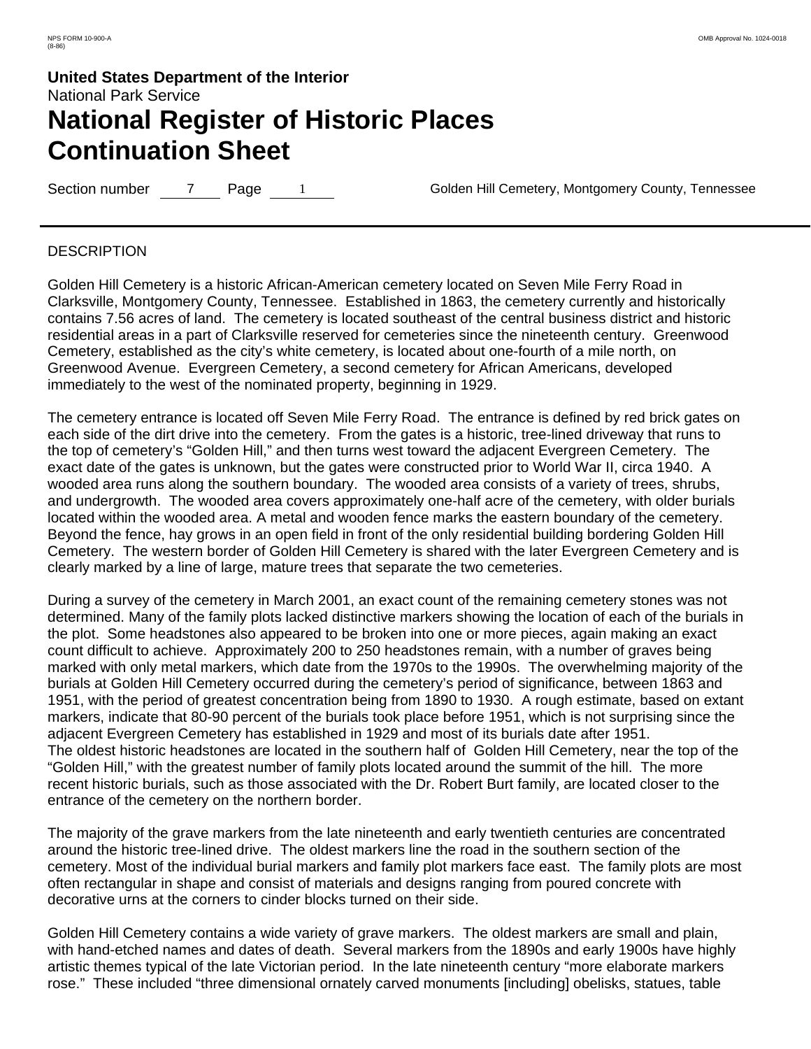United States Department of the Interior
National Park Service

# National Register of Historic Places Continuation Sheet

Section number 7 Page 1 Golden Hill Cemetery, Montgomery County, Tennessee

DESCRIPTION

Golden Hill Cemetery is a historic African-American cemetery located on Seven Mile Ferry Road in Clarksville, Montgomery County, Tennessee. Established in 1863, the cemetery currently and historically contains 7.56 acres of land. The cemetery is located southeast of the central business district and historic residential areas in a part of Clarksville reserved for cemeteries since the nineteenth century. Greenwood Cemetery, established as the city's white cemetery, is located about one-fourth of a mile north, on Greenwood Avenue. Evergreen Cemetery, a second cemetery for African Americans, developed immediately to the west of the nominated property, beginning in 1929.

The cemetery entrance is located off Seven Mile Ferry Road. The entrance is defined by red brick gates on each side of the dirt drive into the cemetery. From the gates is a historic, tree-lined driveway that runs to the top of cemetery's "Golden Hill," and then turns west toward the adjacent Evergreen Cemetery. The exact date of the gates is unknown, but the gates were constructed prior to World War II, circa 1940. A wooded area runs along the southern boundary. The wooded area consists of a variety of trees, shrubs, and undergrowth. The wooded area covers approximately one-half acre of the cemetery, with older burials located within the wooded area. A metal and wooden fence marks the eastern boundary of the cemetery. Beyond the fence, hay grows in an open field in front of the only residential building bordering Golden Hill Cemetery. The western border of Golden Hill Cemetery is shared with the later Evergreen Cemetery and is clearly marked by a line of large, mature trees that separate the two cemeteries.

During a survey of the cemetery in March 2001, an exact count of the remaining cemetery stones was not determined. Many of the family plots lacked distinctive markers showing the location of each of the burials in the plot. Some headstones also appeared to be broken into one or more pieces, again making an exact count difficult to achieve. Approximately 200 to 250 headstones remain, with a number of graves being marked with only metal markers, which date from the 1970s to the 1990s. The overwhelming majority of the burials at Golden Hill Cemetery occurred during the cemetery's period of significance, between 1863 and 1951, with the period of greatest concentration being from 1890 to 1930. A rough estimate, based on extant markers, indicate that 80-90 percent of the burials took place before 1951, which is not surprising since the adjacent Evergreen Cemetery has established in 1929 and most of its burials date after 1951.
The oldest historic headstones are located in the southern half of Golden Hill Cemetery, near the top of the "Golden Hill," with the greatest number of family plots located around the summit of the hill. The more recent historic burials, such as those associated with the Dr. Robert Burt family, are located closer to the entrance of the cemetery on the northern border.

The majority of the grave markers from the late nineteenth and early twentieth centuries are concentrated around the historic tree-lined drive. The oldest markers line the road in the southern section of the cemetery. Most of the individual burial markers and family plot markers face east. The family plots are most often rectangular in shape and consist of materials and designs ranging from poured concrete with decorative urns at the corners to cinder blocks turned on their side.

Golden Hill Cemetery contains a wide variety of grave markers. The oldest markers are small and plain, with hand-etched names and dates of death. Several markers from the 1890s and early 1900s have highly artistic themes typical of the late Victorian period. In the late nineteenth century "more elaborate markers rose." These included "three dimensional ornately carved monuments [including] obelisks, statues, table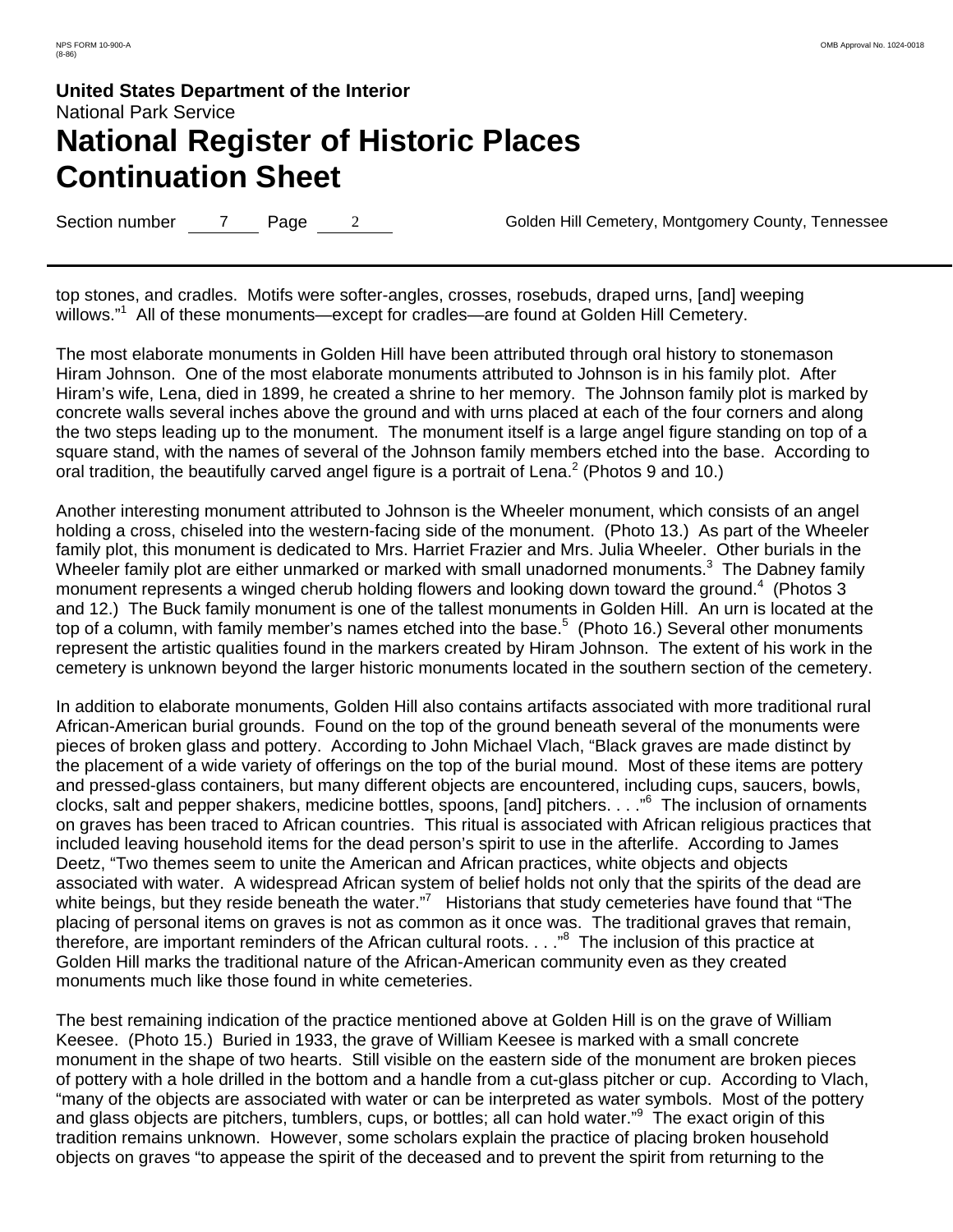top stones, and cradles. Motifs were softer-angles, crosses, rosebuds, draped urns, [and] weeping willows."[1] All of these monuments—except for cradles—are found at Golden Hill Cemetery.

The most elaborate monuments in Golden Hill have been attributed through oral history to stonemason Hiram Johnson. One of the most elaborate monuments attributed to Johnson is in his family plot. After Hiram's wife, Lena, died in 1899, he created a shrine to her memory. The Johnson family plot is marked by concrete walls several inches above the ground and with urns placed at each of the four corners and along the two steps leading up to the monument. The monument itself is a large angel figure standing on top of a square stand, with the names of several of the Johnson family members etched into the base. According to oral tradition, the beautifully carved angel figure is a portrait of Lena.[2] (Photos 9 and 10.)

Another interesting monument attributed to Johnson is the Wheeler monument, which consists of an angel holding a cross, chiseled into the western-facing side of the monument. (Photo 13.) As part of the Wheeler family plot, this monument is dedicated to Mrs. Harriet Frazier and Mrs. Julia Wheeler. Other burials in the Wheeler family plot are either unmarked or marked with small unadorned monuments.[3] The Dabney family monument represents a winged cherub holding flowers and looking down toward the ground.[4] (Photos 3 and 12.) The Buck family monument is one of the tallest monuments in Golden Hill. An urn is located at the top of a column, with family member's names etched into the base.[5] (Photo 16.) Several other monuments represent the artistic qualities found in the markers created by Hiram Johnson. The extent of his work in the cemetery is unknown beyond the larger historic monuments located in the southern section of the cemetery.

In addition to elaborate monuments, Golden Hill also contains artifacts associated with more traditional rural African-American burial grounds. Found on the top of the ground beneath several of the monuments were pieces of broken glass and pottery. According to John Michael Vlach, "Black graves are made distinct by the placement of a wide variety of offerings on the top of the burial mound. Most of these items are pottery and pressed-glass containers, but many different objects are encountered, including cups, saucers, bowls, clocks, salt and pepper shakers, medicine bottles, spoons, [and] pitchers. . . ."[6] The inclusion of ornaments on graves has been traced to African countries. This ritual is associated with African religious practices that included leaving household items for the dead person's spirit to use in the afterlife. According to James Deetz, "Two themes seem to unite the American and African practices, white objects and objects associated with water. A widespread African system of belief holds not only that the spirits of the dead are white beings, but they reside beneath the water."[7] Historians that study cemeteries have found that "The placing of personal items on graves is not as common as it once was. The traditional graves that remain, therefore, are important reminders of the African cultural roots. . . ."[8] The inclusion of this practice at Golden Hill marks the traditional nature of the African-American community even as they created monuments much like those found in white cemeteries.

The best remaining indication of the practice mentioned above at Golden Hill is on the grave of William Keesee. (Photo 15.) Buried in 1933, the grave of William Keesee is marked with a small concrete monument in the shape of two hearts. Still visible on the eastern side of the monument are broken pieces of pottery with a hole drilled in the bottom and a handle from a cut-glass pitcher or cup. According to Vlach, "many of the objects are associated with water or can be interpreted as water symbols. Most of the pottery and glass objects are pitchers, tumblers, cups, or bottles; all can hold water."[9] The exact origin of this tradition remains unknown. However, some scholars explain the practice of placing broken household objects on graves "to appease the spirit of the deceased and to prevent the spirit from returning to the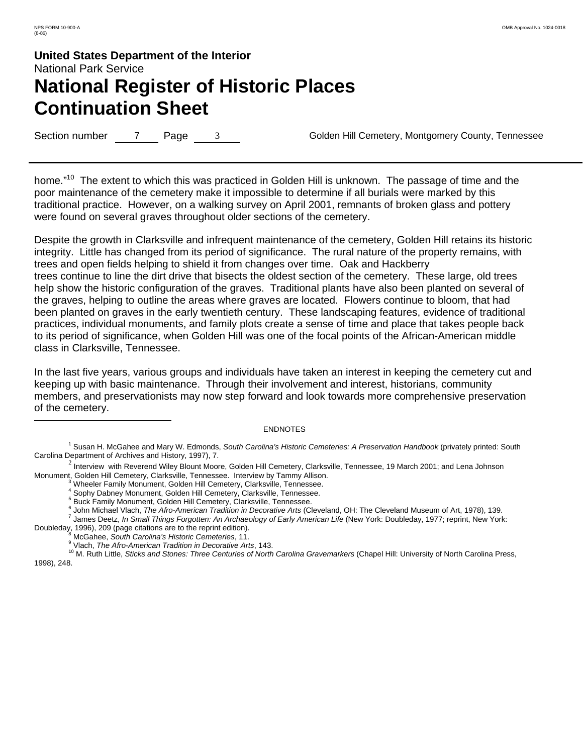home."[10] The extent to which this was practiced in Golden Hill is unknown. The passage of time and the poor maintenance of the cemetery make it impossible to determine if all burials were marked by this traditional practice. However, on a walking survey on April 2001, remnants of broken glass and pottery were found on several graves throughout older sections of the cemetery.

Despite the growth in Clarksville and infrequent maintenance of the cemetery, Golden Hill retains its historic integrity. Little has changed from its period of significance. The rural nature of the property remains, with trees and open fields helping to shield it from changes over time. Oak and Hackberry trees continue to line the dirt drive that bisects the oldest section of the cemetery. These large, old trees help show the historic configuration of the graves. Traditional plants have also been planted on several of the graves, helping to outline the areas where graves are located. Flowers continue to bloom, that had been planted on graves in the early twentieth century. These landscaping features, evidence of traditional practices, individual monuments, and family plots create a sense of time and place that takes people back to its period of significance, when Golden Hill was one of the focal points of the African-American middle class in Clarksville, Tennessee.

In the last five years, various groups and individuals have taken an interest in keeping the cemetery cut and keeping up with basic maintenance. Through their involvement and interest, historians, community members, and preservationists may now step forward and look towards more comprehensive preservation of the cemetery.

ENDNOTES

[1] Susan H. McGahee and Mary W. Edmonds, *South Carolina's Historic Cemeteries: A Preservation Handbook* (privately printed: South Carolina Department of Archives and History, 1997), 7.

[2] Interview with Reverend Wiley Blount Moore, Golden Hill Cemetery, Clarksville, Tennessee, 19 March 2001; and Lena Johnson Monument, Golden Hill Cemetery, Clarksville, Tennessee. Interview by Tammy Allison.

[3] Wheeler Family Monument, Golden Hill Cemetery, Clarksville, Tennessee.

[4] Sophy Dabney Monument, Golden Hill Cemetery, Clarksville, Tennessee.

[5] Buck Family Monument, Golden Hill Cemetery, Clarksville, Tennessee.

[6] John Michael Vlach, *The Afro-American Tradition in Decorative Arts* (Cleveland, OH: The Cleveland Museum of Art, 1978), 139.

[7] James Deetz, *In Small Things Forgotten: An Archaeology of Early American Life* (New York: Doubleday, 1977; reprint, New York: Doubleday, 1996), 209 (page citations are to the reprint edition).

[8] McGahee, *South Carolina's Historic Cemeteries*, 11.

[9] Vlach, *The Afro-American Tradition in Decorative Arts*, 143.

[10] M. Ruth Little, *Sticks and Stones: Three Centuries of North Carolina Gravemarkers* (Chapel Hill: University of North Carolina Press, 1998), 248.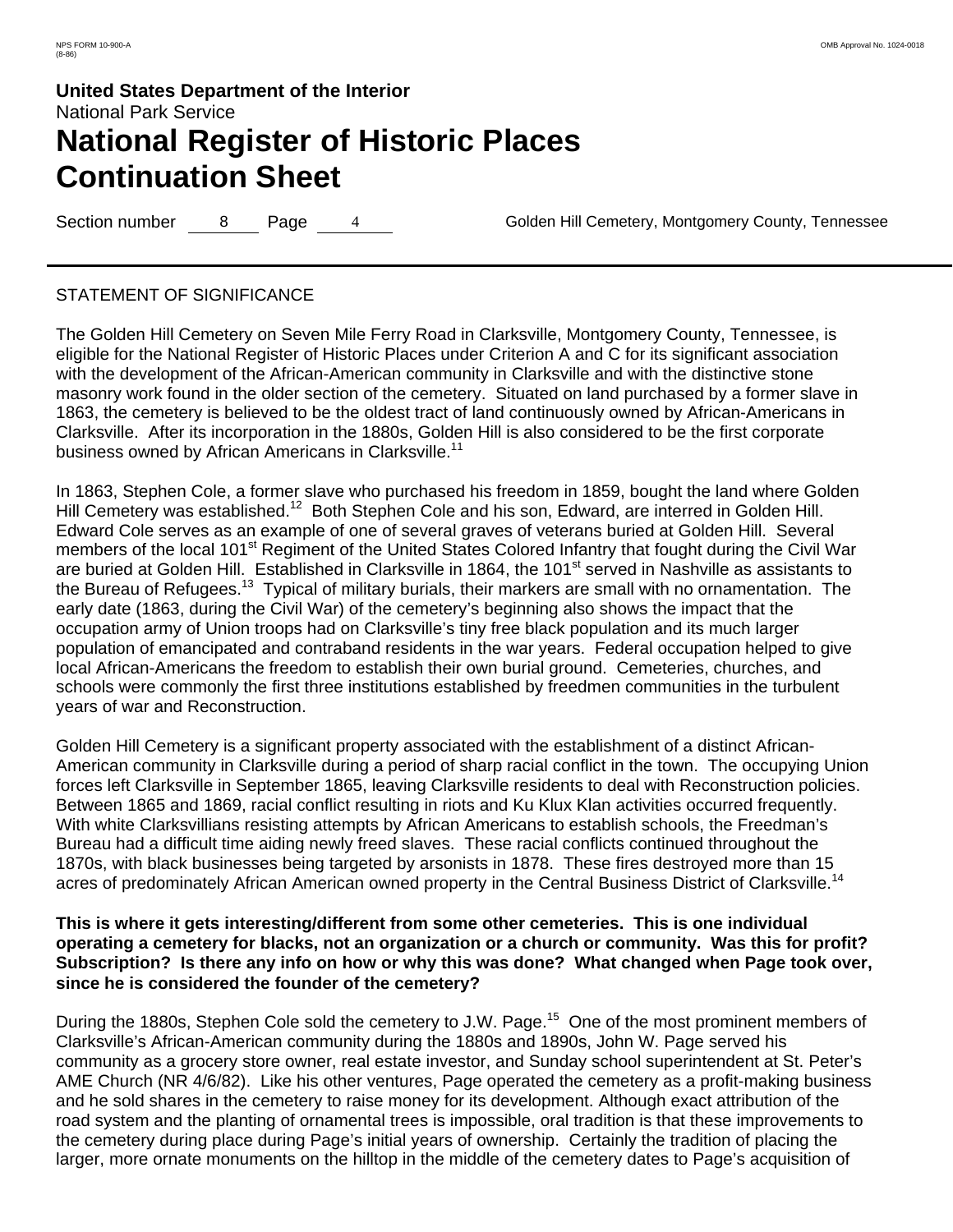# United States Department of the Interior
National Park Service

# National Register of Historic Places Continuation Sheet

Section number 8 Page 4 Golden Hill Cemetery, Montgomery County, Tennessee

STATEMENT OF SIGNIFICANCE

The Golden Hill Cemetery on Seven Mile Ferry Road in Clarksville, Montgomery County, Tennessee, is eligible for the National Register of Historic Places under Criterion A and C for its significant association with the development of the African-American community in Clarksville and with the distinctive stone masonry work found in the older section of the cemetery. Situated on land purchased by a former slave in 1863, the cemetery is believed to be the oldest tract of land continuously owned by African-Americans in Clarksville. After its incorporation in the 1880s, Golden Hill is also considered to be the first corporate business owned by African Americans in Clarksville.[11]

In 1863, Stephen Cole, a former slave who purchased his freedom in 1859, bought the land where Golden Hill Cemetery was established.[12] Both Stephen Cole and his son, Edward, are interred in Golden Hill. Edward Cole serves as an example of one of several graves of veterans buried at Golden Hill. Several members of the local 101st Regiment of the United States Colored Infantry that fought during the Civil War are buried at Golden Hill. Established in Clarksville in 1864, the 101st served in Nashville as assistants to the Bureau of Refugees.[13] Typical of military burials, their markers are small with no ornamentation. The early date (1863, during the Civil War) of the cemetery's beginning also shows the impact that the occupation army of Union troops had on Clarksville's tiny free black population and its much larger population of emancipated and contraband residents in the war years. Federal occupation helped to give local African-Americans the freedom to establish their own burial ground. Cemeteries, churches, and schools were commonly the first three institutions established by freedmen communities in the turbulent years of war and Reconstruction.

Golden Hill Cemetery is a significant property associated with the establishment of a distinct African-American community in Clarksville during a period of sharp racial conflict in the town. The occupying Union forces left Clarksville in September 1865, leaving Clarksville residents to deal with Reconstruction policies. Between 1865 and 1869, racial conflict resulting in riots and Ku Klux Klan activities occurred frequently. With white Clarksvillians resisting attempts by African Americans to establish schools, the Freedman's Bureau had a difficult time aiding newly freed slaves. These racial conflicts continued throughout the 1870s, with black businesses being targeted by arsonists in 1878. These fires destroyed more than 15 acres of predominately African American owned property in the Central Business District of Clarksville.[14]

**This is where it gets interesting/different from some other cemeteries. This is one individual operating a cemetery for blacks, not an organization or a church or community. Was this for profit? Subscription? Is there any info on how or why this was done? What changed when Page took over, since he is considered the founder of the cemetery?**

During the 1880s, Stephen Cole sold the cemetery to J.W. Page.[15] One of the most prominent members of Clarksville's African-American community during the 1880s and 1890s, John W. Page served his community as a grocery store owner, real estate investor, and Sunday school superintendent at St. Peter's AME Church (NR 4/6/82). Like his other ventures, Page operated the cemetery as a profit-making business and he sold shares in the cemetery to raise money for its development. Although exact attribution of the road system and the planting of ornamental trees is impossible, oral tradition is that these improvements to the cemetery during place during Page's initial years of ownership. Certainly the tradition of placing the larger, more ornate monuments on the hilltop in the middle of the cemetery dates to Page's acquisition of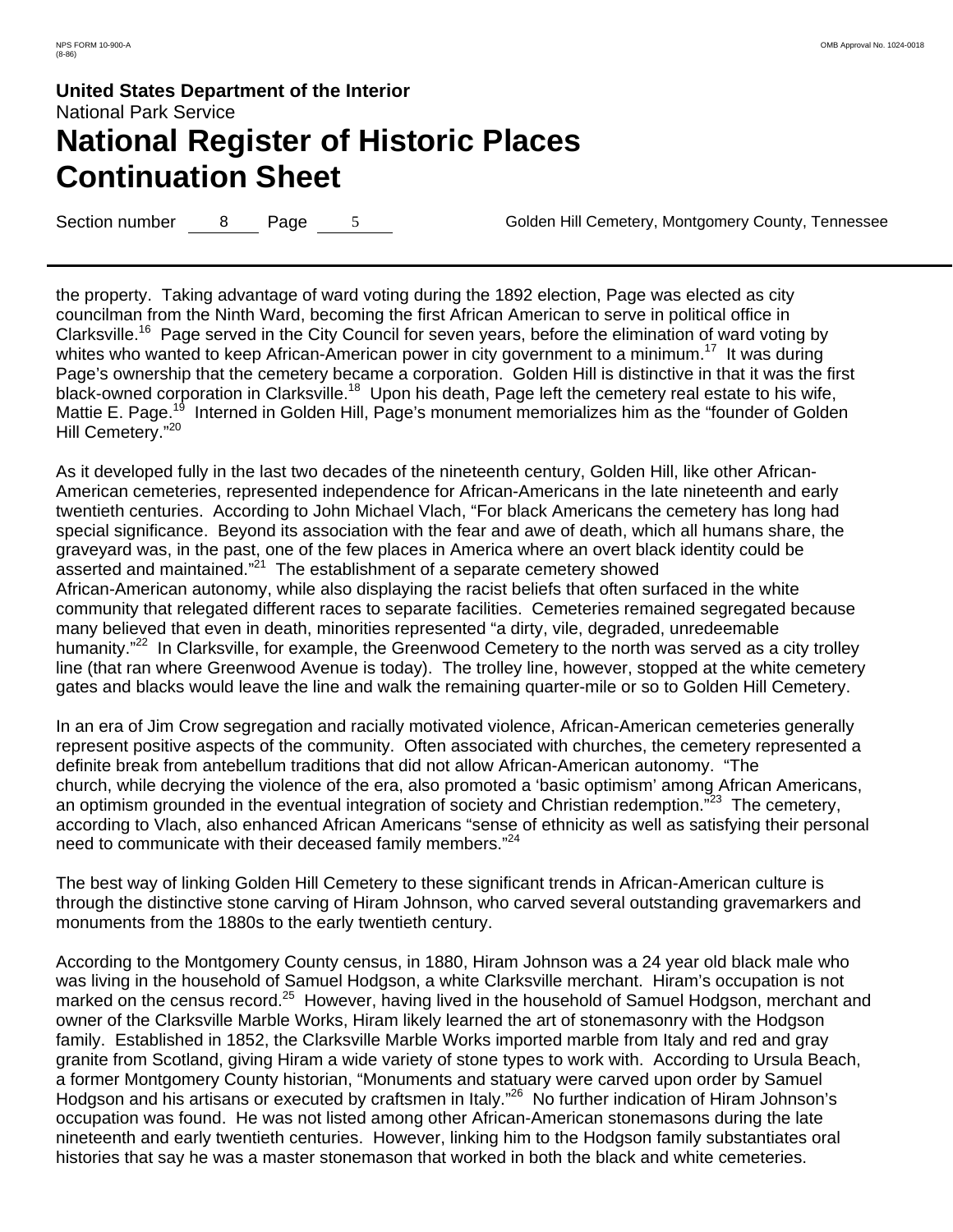the property. Taking advantage of ward voting during the 1892 election, Page was elected as city councilman from the Ninth Ward, becoming the first African American to serve in political office in Clarksville.[16] Page served in the City Council for seven years, before the elimination of ward voting by whites who wanted to keep African-American power in city government to a minimum.[17] It was during Page's ownership that the cemetery became a corporation. Golden Hill is distinctive in that it was the first black-owned corporation in Clarksville.[18] Upon his death, Page left the cemetery real estate to his wife, Mattie E. Page.[19] Interned in Golden Hill, Page's monument memorializes him as the "founder of Golden Hill Cemetery."[20]

As it developed fully in the last two decades of the nineteenth century, Golden Hill, like other African-American cemeteries, represented independence for African-Americans in the late nineteenth and early twentieth centuries. According to John Michael Vlach, "For black Americans the cemetery has long had special significance. Beyond its association with the fear and awe of death, which all humans share, the graveyard was, in the past, one of the few places in America where an overt black identity could be asserted and maintained."[21] The establishment of a separate cemetery showed African-American autonomy, while also displaying the racist beliefs that often surfaced in the white community that relegated different races to separate facilities. Cemeteries remained segregated because many believed that even in death, minorities represented "a dirty, vile, degraded, unredeemable humanity."[22] In Clarksville, for example, the Greenwood Cemetery to the north was served as a city trolley line (that ran where Greenwood Avenue is today). The trolley line, however, stopped at the white cemetery gates and blacks would leave the line and walk the remaining quarter-mile or so to Golden Hill Cemetery.

In an era of Jim Crow segregation and racially motivated violence, African-American cemeteries generally represent positive aspects of the community. Often associated with churches, the cemetery represented a definite break from antebellum traditions that did not allow African-American autonomy. "The church, while decrying the violence of the era, also promoted a 'basic optimism' among African Americans, an optimism grounded in the eventual integration of society and Christian redemption."[23] The cemetery, according to Vlach, also enhanced African Americans "sense of ethnicity as well as satisfying their personal need to communicate with their deceased family members."[24]

The best way of linking Golden Hill Cemetery to these significant trends in African-American culture is through the distinctive stone carving of Hiram Johnson, who carved several outstanding gravemarkers and monuments from the 1880s to the early twentieth century.

According to the Montgomery County census, in 1880, Hiram Johnson was a 24 year old black male who was living in the household of Samuel Hodgson, a white Clarksville merchant. Hiram's occupation is not marked on the census record.[25] However, having lived in the household of Samuel Hodgson, merchant and owner of the Clarksville Marble Works, Hiram likely learned the art of stonemasonry with the Hodgson family. Established in 1852, the Clarksville Marble Works imported marble from Italy and red and gray granite from Scotland, giving Hiram a wide variety of stone types to work with. According to Ursula Beach, a former Montgomery County historian, "Monuments and statuary were carved upon order by Samuel Hodgson and his artisans or executed by craftsmen in Italy."[26] No further indication of Hiram Johnson's occupation was found. He was not listed among other African-American stonemasons during the late nineteenth and early twentieth centuries. However, linking him to the Hodgson family substantiates oral histories that say he was a master stonemason that worked in both the black and white cemeteries.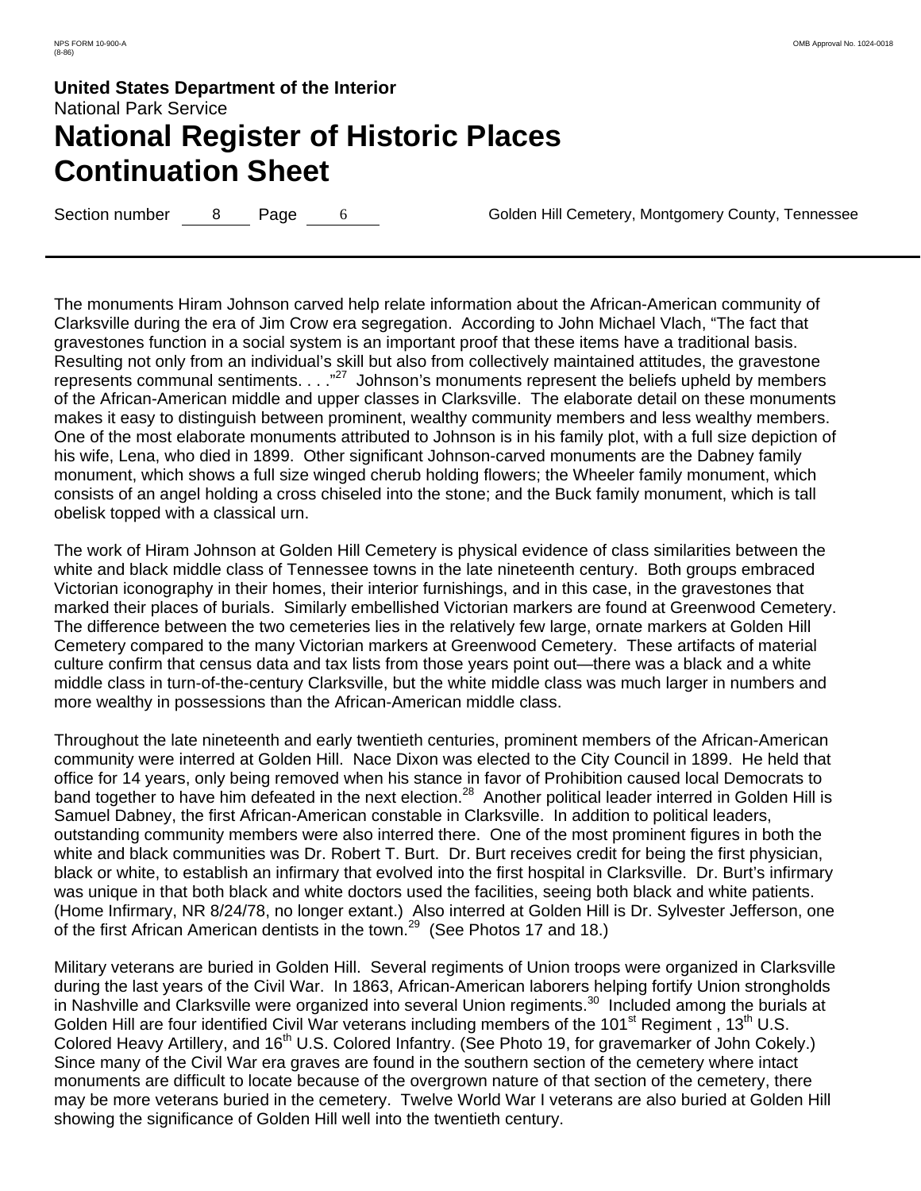The monuments Hiram Johnson carved help relate information about the African-American community of Clarksville during the era of Jim Crow era segregation. According to John Michael Vlach, "The fact that gravestones function in a social system is an important proof that these items have a traditional basis. Resulting not only from an individual's skill but also from collectively maintained attitudes, the gravestone represents communal sentiments. . . ."[27] Johnson's monuments represent the beliefs upheld by members of the African-American middle and upper classes in Clarksville. The elaborate detail on these monuments makes it easy to distinguish between prominent, wealthy community members and less wealthy members. One of the most elaborate monuments attributed to Johnson is in his family plot, with a full size depiction of his wife, Lena, who died in 1899. Other significant Johnson-carved monuments are the Dabney family monument, which shows a full size winged cherub holding flowers; the Wheeler family monument, which consists of an angel holding a cross chiseled into the stone; and the Buck family monument, which is tall obelisk topped with a classical urn.

The work of Hiram Johnson at Golden Hill Cemetery is physical evidence of class similarities between the white and black middle class of Tennessee towns in the late nineteenth century. Both groups embraced Victorian iconography in their homes, their interior furnishings, and in this case, in the gravestones that marked their places of burials. Similarly embellished Victorian markers are found at Greenwood Cemetery. The difference between the two cemeteries lies in the relatively few large, ornate markers at Golden Hill Cemetery compared to the many Victorian markers at Greenwood Cemetery. These artifacts of material culture confirm that census data and tax lists from those years point out—there was a black and a white middle class in turn-of-the-century Clarksville, but the white middle class was much larger in numbers and more wealthy in possessions than the African-American middle class.

Throughout the late nineteenth and early twentieth centuries, prominent members of the African-American community were interred at Golden Hill. Nace Dixon was elected to the City Council in 1899. He held that office for 14 years, only being removed when his stance in favor of Prohibition caused local Democrats to band together to have him defeated in the next election.[28] Another political leader interred in Golden Hill is Samuel Dabney, the first African-American constable in Clarksville. In addition to political leaders, outstanding community members were also interred there. One of the most prominent figures in both the white and black communities was Dr. Robert T. Burt. Dr. Burt receives credit for being the first physician, black or white, to establish an infirmary that evolved into the first hospital in Clarksville. Dr. Burt's infirmary was unique in that both black and white doctors used the facilities, seeing both black and white patients. (Home Infirmary, NR 8/24/78, no longer extant.) Also interred at Golden Hill is Dr. Sylvester Jefferson, one of the first African American dentists in the town.[29] (See Photos 17 and 18.)

Military veterans are buried in Golden Hill. Several regiments of Union troops were organized in Clarksville during the last years of the Civil War. In 1863, African-American laborers helping fortify Union strongholds in Nashville and Clarksville were organized into several Union regiments.[30] Included among the burials at Golden Hill are four identified Civil War veterans including members of the 101st Regiment , 13th U.S. Colored Heavy Artillery, and 16th U.S. Colored Infantry. (See Photo 19, for gravemarker of John Cokely.) Since many of the Civil War era graves are found in the southern section of the cemetery where intact monuments are difficult to locate because of the overgrown nature of that section of the cemetery, there may be more veterans buried in the cemetery. Twelve World War I veterans are also buried at Golden Hill showing the significance of Golden Hill well into the twentieth century.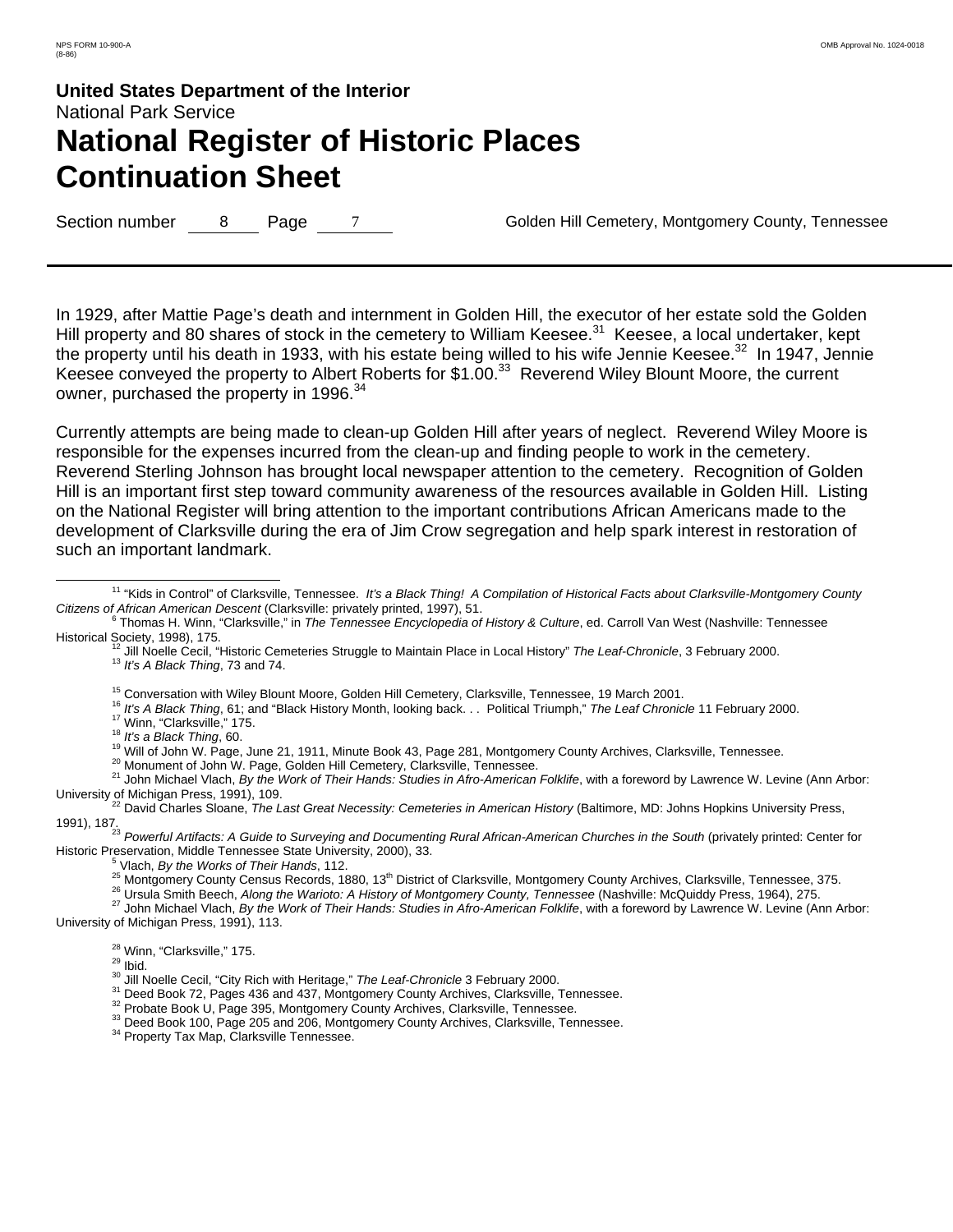In 1929, after Mattie Page's death and internment in Golden Hill, the executor of her estate sold the Golden Hill property and 80 shares of stock in the cemetery to William Keesee.[31] Keesee, a local undertaker, kept the property until his death in 1933, with his estate being willed to his wife Jennie Keesee.[32] In 1947, Jennie Keesee conveyed the property to Albert Roberts for $1.00.[33] Reverend Wiley Blount Moore, the current owner, purchased the property in 1996.[34]

Currently attempts are being made to clean-up Golden Hill after years of neglect. Reverend Wiley Moore is responsible for the expenses incurred from the clean-up and finding people to work in the cemetery. Reverend Sterling Johnson has brought local newspaper attention to the cemetery. Recognition of Golden Hill is an important first step toward community awareness of the resources available in Golden Hill. Listing on the National Register will bring attention to the important contributions African Americans made to the development of Clarksville during the era of Jim Crow segregation and help spark interest in restoration of such an important landmark.

---

[11] "Kids in Control" of Clarksville, Tennessee. *It's a Black Thing! A Compilation of Historical Facts about Clarksville-Montgomery County Citizens of African American Descent* (Clarksville: privately printed, 1997), 51.

[6] Thomas H. Winn, "Clarksville," in *The Tennessee Encyclopedia of History & Culture*, ed. Carroll Van West (Nashville: Tennessee Historical Society, 1998), 175.

[12] Jill Noelle Cecil, "Historic Cemeteries Struggle to Maintain Place in Local History" *The Leaf-Chronicle*, 3 February 2000.

[13] *It's A Black Thing*, 73 and 74.

[15] Conversation with Wiley Blount Moore, Golden Hill Cemetery, Clarksville, Tennessee, 19 March 2001.

[16] *It's A Black Thing*, 61; and "Black History Month, looking back. . . Political Triumph," *The Leaf Chronicle* 11 February 2000.

[17] Winn, "Clarksville," 175.

[18] *It's a Black Thing*, 60.

[19] Will of John W. Page, June 21, 1911, Minute Book 43, Page 281, Montgomery County Archives, Clarksville, Tennessee.

[20] Monument of John W. Page, Golden Hill Cemetery, Clarksville, Tennessee.

[21] John Michael Vlach, *By the Work of Their Hands: Studies in Afro-American Folklife*, with a foreword by Lawrence W. Levine (Ann Arbor: University of Michigan Press, 1991), 109.

[22] David Charles Sloane, *The Last Great Necessity: Cemeteries in American History* (Baltimore, MD: Johns Hopkins University Press, 1991), 187.

[23] *Powerful Artifacts: A Guide to Surveying and Documenting Rural African-American Churches in the South* (privately printed: Center for Historic Preservation, Middle Tennessee State University, 2000), 33.

[5] Vlach, *By the Works of Their Hands*, 112.

[25] Montgomery County Census Records, 1880, 13th District of Clarksville, Montgomery County Archives, Clarksville, Tennessee, 375.

[26] Ursula Smith Beech, *Along the Warioto: A History of Montgomery County, Tennessee* (Nashville: McQuiddy Press, 1964), 275.

[27] John Michael Vlach, *By the Work of Their Hands: Studies in Afro-American Folklife*, with a foreword by Lawrence W. Levine (Ann Arbor: University of Michigan Press, 1991), 113.

[28] Winn, "Clarksville," 175.

[29] Ibid.

[30] Jill Noelle Cecil, "City Rich with Heritage," *The Leaf-Chronicle* 3 February 2000.

[31] Deed Book 72, Pages 436 and 437, Montgomery County Archives, Clarksville, Tennessee.

[32] Probate Book U, Page 395, Montgomery County Archives, Clarksville, Tennessee.

[33] Deed Book 100, Page 205 and 206, Montgomery County Archives, Clarksville, Tennessee.

[34] Property Tax Map, Clarksville Tennessee.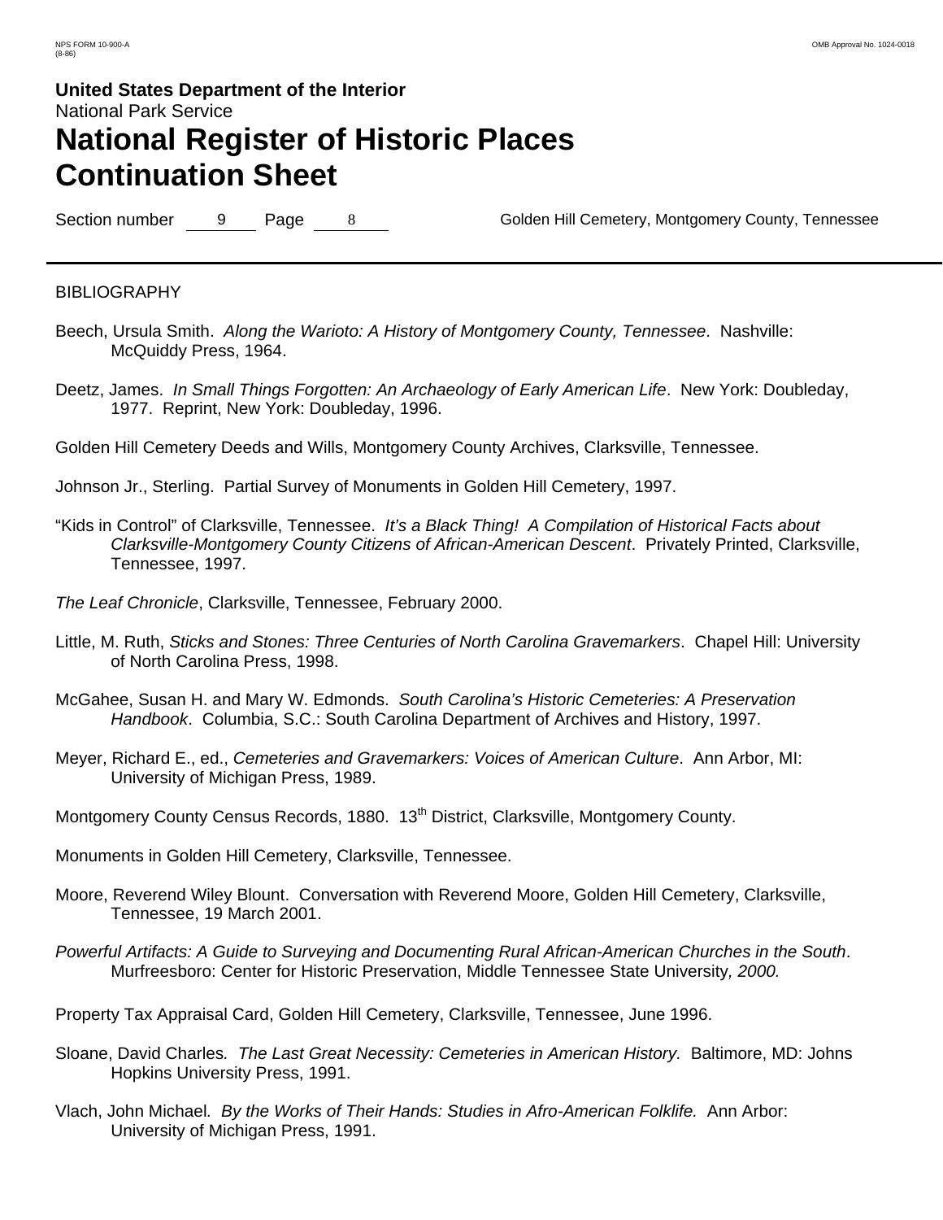**United States Department of the Interior**
National Park Service

# National Register of Historic Places Continuation Sheet

Section number 9 Page 8 Golden Hill Cemetery, Montgomery County, Tennessee

---

BIBLIOGRAPHY

Beech, Ursula Smith. *Along the Warioto: A History of Montgomery County, Tennessee*. Nashville: McQuiddy Press, 1964.

Deetz, James. *In Small Things Forgotten: An Archaeology of Early American Life*. New York: Doubleday, 1977. Reprint, New York: Doubleday, 1996.

Golden Hill Cemetery Deeds and Wills, Montgomery County Archives, Clarksville, Tennessee.

Johnson Jr., Sterling. Partial Survey of Monuments in Golden Hill Cemetery, 1997.

"Kids in Control" of Clarksville, Tennessee. *It's a Black Thing! A Compilation of Historical Facts about Clarksville-Montgomery County Citizens of African-American Descent*. Privately Printed, Clarksville, Tennessee, 1997.

*The Leaf Chronicle*, Clarksville, Tennessee, February 2000.

Little, M. Ruth, *Sticks and Stones: Three Centuries of North Carolina Gravemarkers*. Chapel Hill: University of North Carolina Press, 1998.

McGahee, Susan H. and Mary W. Edmonds. *South Carolina's Historic Cemeteries: A Preservation Handbook*. Columbia, S.C.: South Carolina Department of Archives and History, 1997.

Meyer, Richard E., ed., *Cemeteries and Gravemarkers: Voices of American Culture*. Ann Arbor, MI: University of Michigan Press, 1989.

Montgomery County Census Records, 1880. 13th District, Clarksville, Montgomery County.

Monuments in Golden Hill Cemetery, Clarksville, Tennessee.

Moore, Reverend Wiley Blount. Conversation with Reverend Moore, Golden Hill Cemetery, Clarksville, Tennessee, 19 March 2001.

*Powerful Artifacts: A Guide to Surveying and Documenting Rural African-American Churches in the South*. Murfreesboro: Center for Historic Preservation, Middle Tennessee State University*, 2000.*

Property Tax Appraisal Card, Golden Hill Cemetery, Clarksville, Tennessee, June 1996.

Sloane, David Charles*. The Last Great Necessity: Cemeteries in American History.* Baltimore, MD: Johns Hopkins University Press, 1991.

Vlach, John Michael*. By the Works of Their Hands: Studies in Afro-American Folklife.* Ann Arbor: University of Michigan Press, 1991.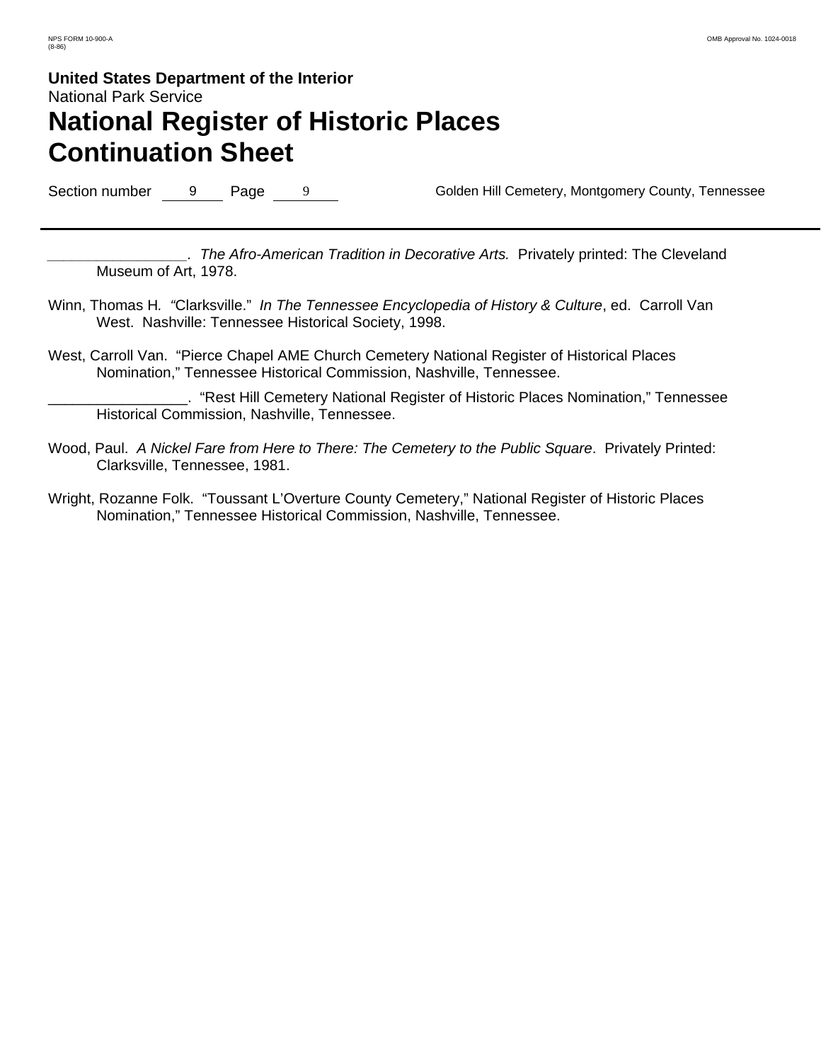_________________. *The Afro-American Tradition in Decorative Arts.* Privately printed: The Cleveland Museum of Art, 1978.

Winn, Thomas H. "Clarksville." *In The Tennessee Encyclopedia of History & Culture*, ed. Carroll Van West. Nashville: Tennessee Historical Society, 1998.

West, Carroll Van. "Pierce Chapel AME Church Cemetery National Register of Historical Places Nomination," Tennessee Historical Commission, Nashville, Tennessee.

_________________. "Rest Hill Cemetery National Register of Historic Places Nomination," Tennessee Historical Commission, Nashville, Tennessee.

Wood, Paul. *A Nickel Fare from Here to There: The Cemetery to the Public Square*. Privately Printed: Clarksville, Tennessee, 1981.

Wright, Rozanne Folk. "Toussant L'Overture County Cemetery," National Register of Historic Places Nomination," Tennessee Historical Commission, Nashville, Tennessee.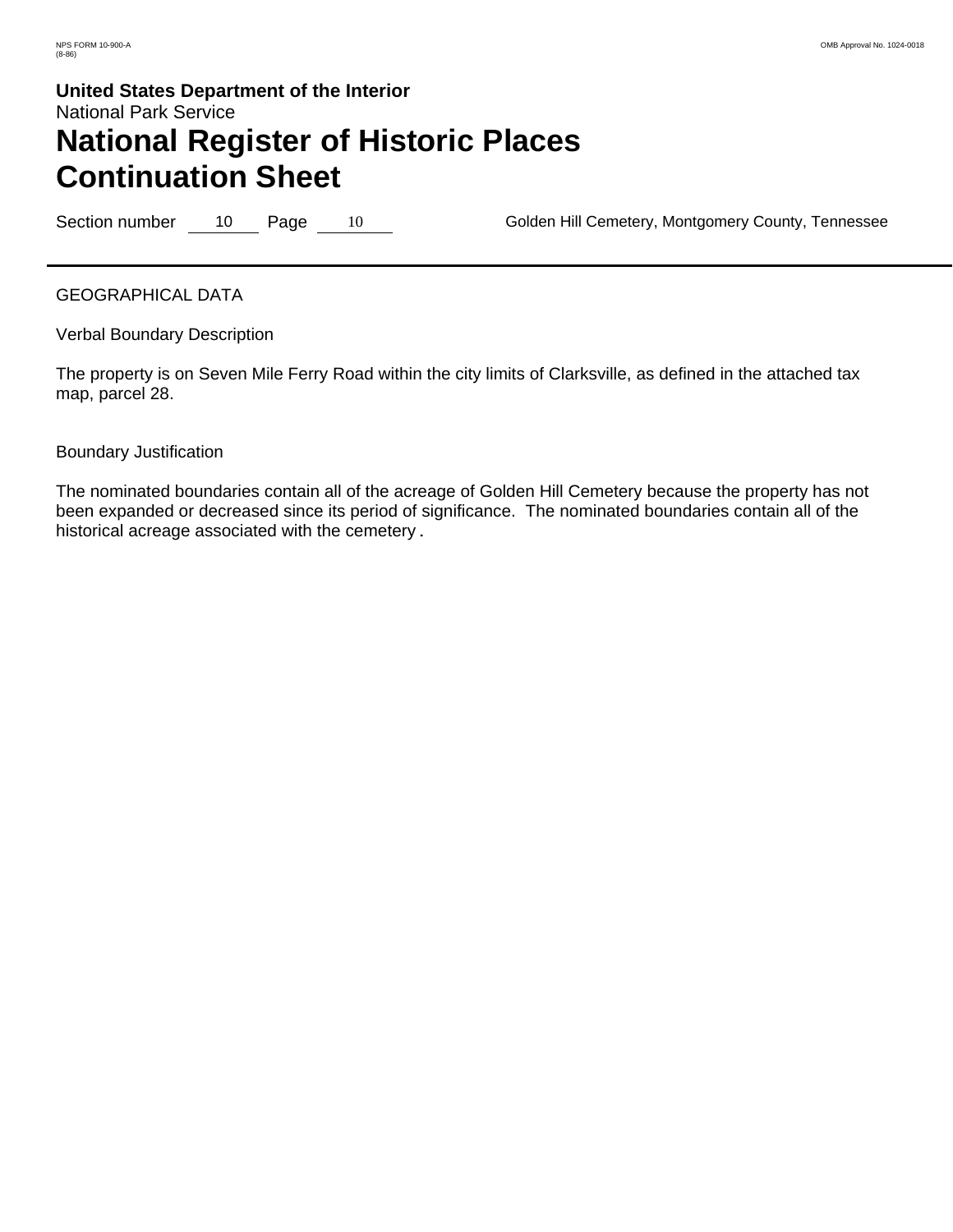United States Department of the Interior
National Park Service

# National Register of Historic Places Continuation Sheet

Section number 10 Page 10 Golden Hill Cemetery, Montgomery County, Tennessee

GEOGRAPHICAL DATA

Verbal Boundary Description

The property is on Seven Mile Ferry Road within the city limits of Clarksville, as defined in the attached tax map, parcel 28.

Boundary Justification

The nominated boundaries contain all of the acreage of Golden Hill Cemetery because the property has not been expanded or decreased since its period of significance. The nominated boundaries contain all of the historical acreage associated with the cemetery.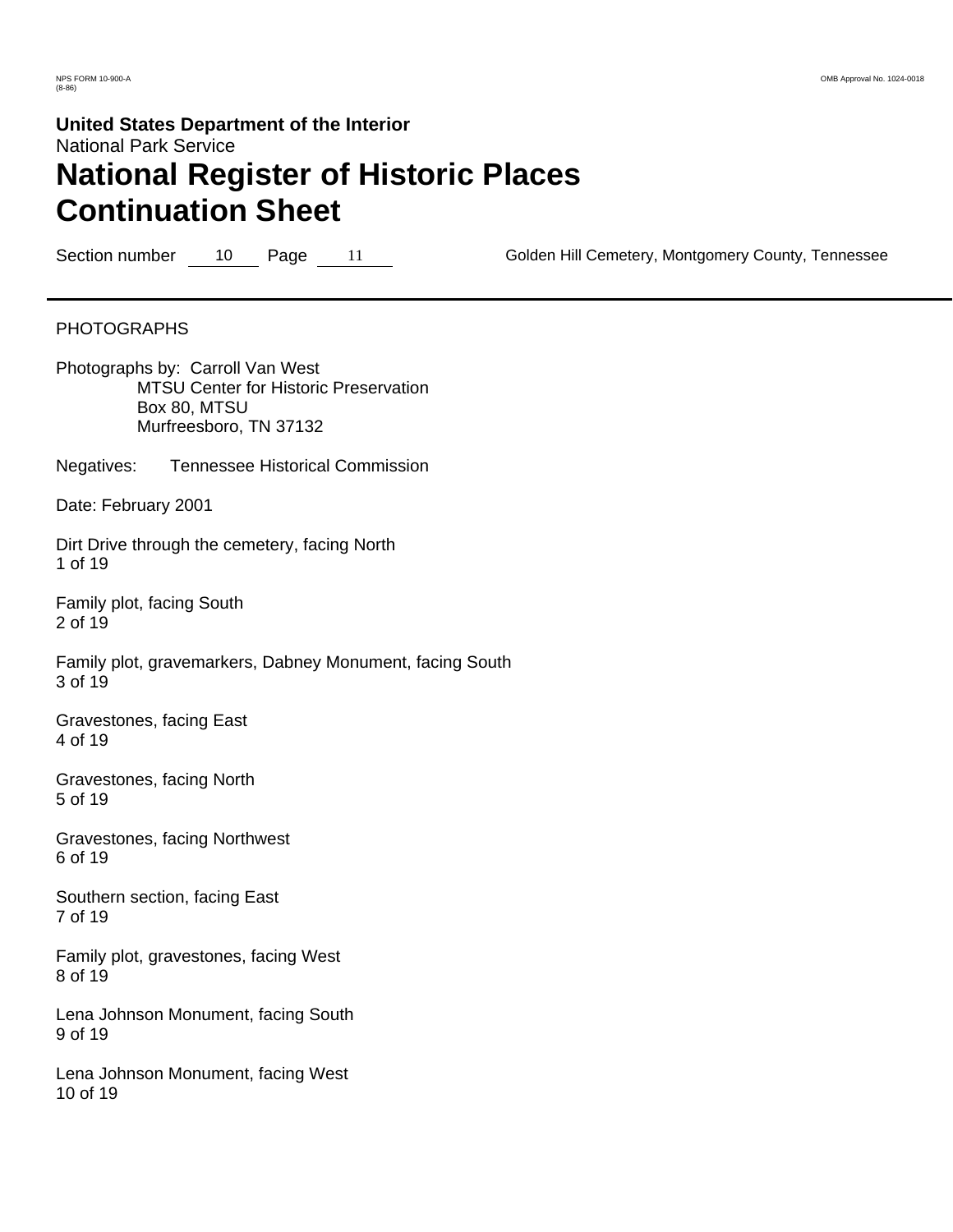PHOTOGRAPHS

Photographs by: Carroll Van West
MTSU Center for Historic Preservation
Box 80, MTSU
Murfreesboro, TN 37132

Negatives: Tennessee Historical Commission

Date: February 2001

Dirt Drive through the cemetery, facing North
1 of 19

Family plot, facing South
2 of 19

Family plot, gravemarkers, Dabney Monument, facing South
3 of 19

Gravestones, facing East
4 of 19

Gravestones, facing North
5 of 19

Gravestones, facing Northwest
6 of 19

Southern section, facing East
7 of 19

Family plot, gravestones, facing West
8 of 19

Lena Johnson Monument, facing South
9 of 19

Lena Johnson Monument, facing West
10 of 19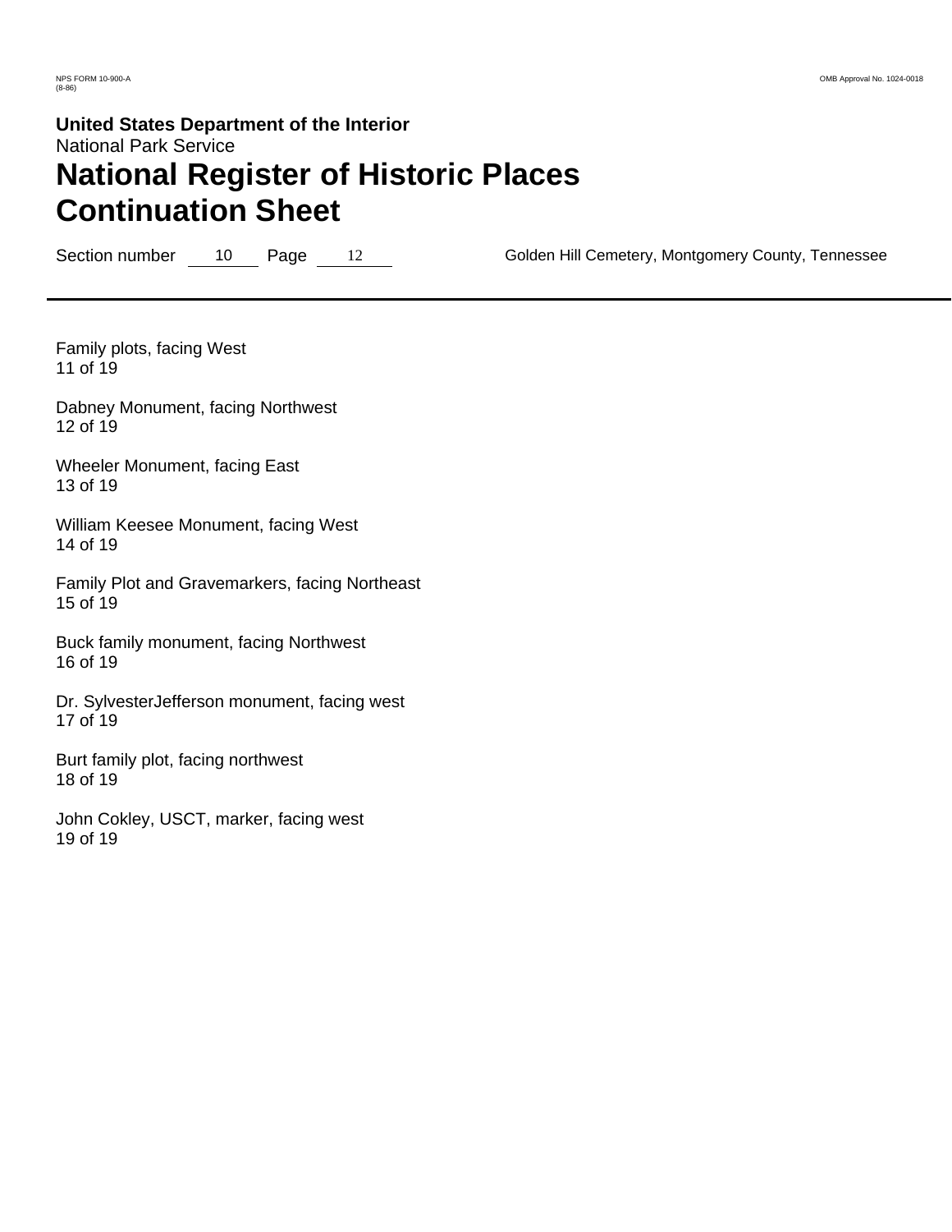Family plots, facing West
11 of 19

Dabney Monument, facing Northwest
12 of 19

Wheeler Monument, facing East
13 of 19

William Keesee Monument, facing West
14 of 19

Family Plot and Gravemarkers, facing Northeast
15 of 19

Buck family monument, facing Northwest
16 of 19

Dr. SylvesterJefferson monument, facing west
17 of 19

Burt family plot, facing northwest
18 of 19

John Cokley, USCT, marker, facing west
19 of 19